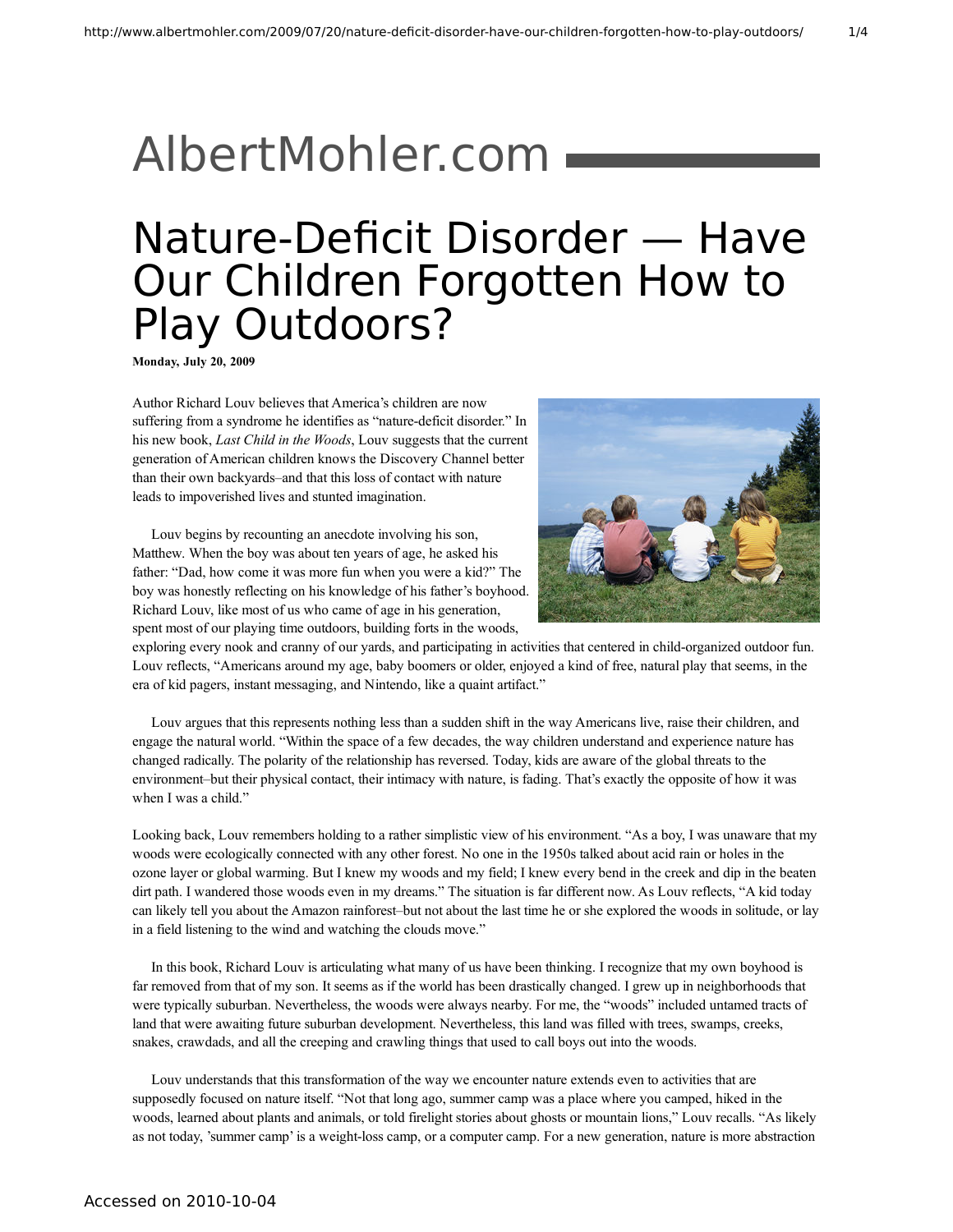# AlbertMohler.com

# Nature-Deficit Disorder — Have Our Children Forgotten How to Play Outdoors?

**Monday, July 20, 2009**

Author Richard Louv believes that America's children are now suffering from a syndrome he identifies as "nature-deficit disorder." In his new book, *Last Child in the Woods*, Louv suggests that the current generation of American children knows the Discovery Channel better than their own backyards–and that this loss of contact with nature leads to impoverished lives and stunted imagination.

Louv begins by recounting an anecdote involving his son, Matthew. When the boy was about ten years of age, he asked his father: "Dad, how come it was more fun when you were a kid?" The boy was honestly reflecting on his knowledge of his father's boyhood. Richard Louv, like most of us who came of age in his generation, spent most of our playing time outdoors, building forts in the woods, exploring every nook and cranny of our yards, and participating in activities that centered in child-organized outdoor fun. Louv reflects, "Americans around my age, baby boomers or older, enjoyed a kind of free, natural play that seems, in the era of kid pagers, instant messaging, and Nintendo, like a quaint artifact."

Louv argues that this represents nothing less than a sudden shift in the way Americans live, raise their children, and engage the natural world. "Within the space of a few decades, the way children understand and experience nature has changed radically. The polarity of the relationship has reversed. Today, kids are aware of the global threats to the environment–but their physical contact, their intimacy with nature, is fading. That's exactly the opposite of how it was when I was a child."

Looking back, Louv remembers holding to a rather simplistic view of his environment. "As a boy, I was unaware that my woods were ecologically connected with any other forest. No one in the 1950s talked about acid rain or holes in the ozone layer or global warming. But I knew my woods and my field; I knew every bend in the creek and dip in the beaten dirt path. I wandered those woods even in my dreams." The situation is far different now. As Louv reflects, "A kid today can likely tell you about the Amazon rainforest–but not about the last time he or she explored the woods in solitude, or lay in a field listening to the wind and watching the clouds move."

In this book, Richard Louv is articulating what many of us have been thinking. I recognize that my own boyhood is far removed from that of my son. It seems as if the world has been drastically changed. I grew up in neighborhoods that were typically suburban. Nevertheless, the woods were always nearby. For me, the "woods" included untamed tracts of land that were awaiting future suburban development. Nevertheless, this land was filled with trees, swamps, creeks, snakes, crawdads, and all the creeping and crawling things that used to call boys out into the woods.

Louv understands that this transformation of the way we encounter nature extends even to activities that are supposedly focused on nature itself. "Not that long ago, summer camp was a place where you camped, hiked in the woods, learned about plants and animals, or told firelight stories about ghosts or mountain lions," Louv recalls. "As likely as not today, 'summer camp' is a weight-loss camp, or a computer camp. For a new generation, nature is more abstraction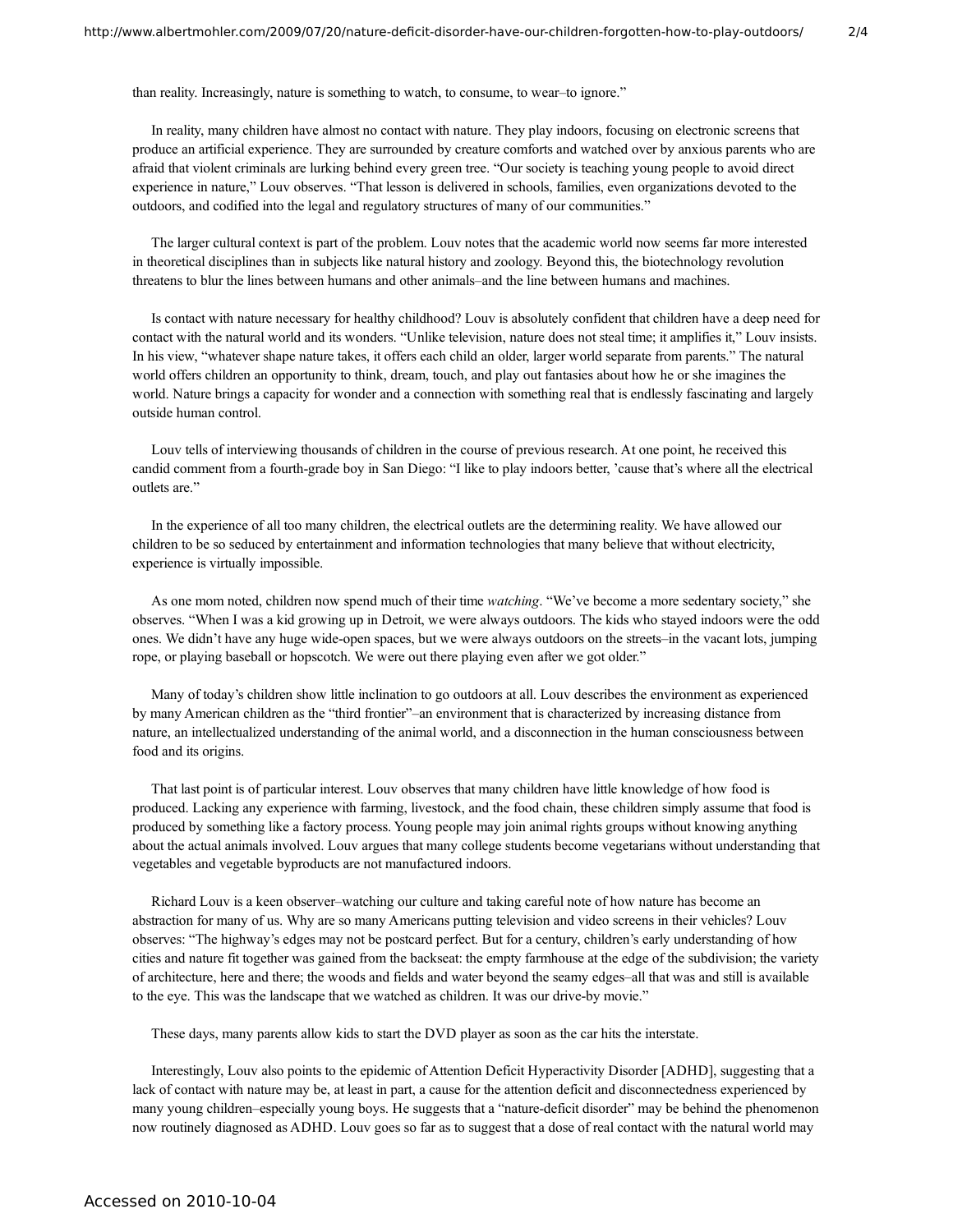than reality. Increasingly, nature is something to watch, to consume, to wear–to ignore."

In reality, many children have almost no contact with nature. They play indoors, focusing on electronic screens that produce an artificial experience. They are surrounded by creature comforts and watched over by anxious parents who are afraid that violent criminals are lurking behind every green tree. "Our society is teaching young people to avoid direct experience in nature," Louv observes. "That lesson is delivered in schools, families, even organizations devoted to the outdoors, and codified into the legal and regulatory structures of many of our communities."

The larger cultural context is part of the problem. Louv notes that the academic world now seems far more interested in theoretical disciplines than in subjects like natural history and zoology. Beyond this, the biotechnology revolution threatens to blur the lines between humans and other animals–and the line between humans and machines.

Is contact with nature necessary for healthy childhood? Louv is absolutely confident that children have a deep need for contact with the natural world and its wonders. "Unlike television, nature does not steal time; it amplifies it," Louv insists. In his view, "whatever shape nature takes, it offers each child an older, larger world separate from parents." The natural world offers children an opportunity to think, dream, touch, and play out fantasies about how he or she imagines the world. Nature brings a capacity for wonder and a connection with something real that is endlessly fascinating and largely outside human control.

Louv tells of interviewing thousands of children in the course of previous research. At one point, he received this candid comment from a fourth-grade boy in San Diego: "I like to play indoors better, 'cause that's where all the electrical outlets are."

In the experience of all too many children, the electrical outlets are the determining reality. We have allowed our children to be so seduced by entertainment and information technologies that many believe that without electricity, experience is virtually impossible.

As one mom noted, children now spend much of their time *watching*. "We've become a more sedentary society," she observes. "When I was a kid growing up in Detroit, we were always outdoors. The kids who stayed indoors were the odd ones. We didn't have any huge wide-open spaces, but we were always outdoors on the streets–in the vacant lots, jumping rope, or playing baseball or hopscotch. We were out there playing even after we got older."

Many of today's children show little inclination to go outdoors at all. Louv describes the environment as experienced by many American children as the "third frontier"–an environment that is characterized by increasing distance from nature, an intellectualized understanding of the animal world, and a disconnection in the human consciousness between food and its origins.

That last point is of particular interest. Louv observes that many children have little knowledge of how food is produced. Lacking any experience with farming, livestock, and the food chain, these children simply assume that food is produced by something like a factory process. Young people may join animal rights groups without knowing anything about the actual animals involved. Louv argues that many college students become vegetarians without understanding that vegetables and vegetable byproducts are not manufactured indoors.

Richard Louv is a keen observer–watching our culture and taking careful note of how nature has become an abstraction for many of us. Why are so many Americans putting television and video screens in their vehicles? Louv observes: "The highway's edges may not be postcard perfect. But for a century, children's early understanding of how cities and nature fit together was gained from the backseat: the empty farmhouse at the edge of the subdivision; the variety of architecture, here and there; the woods and fields and water beyond the seamy edges–all that was and still is available to the eye. This was the landscape that we watched as children. It was our drive-by movie."

These days, many parents allow kids to start the DVD player as soon as the car hits the interstate.

Interestingly, Louv also points to the epidemic of Attention Deficit Hyperactivity Disorder [ADHD], suggesting that a lack of contact with nature may be, at least in part, a cause for the attention deficit and disconnectedness experienced by many young children–especially young boys. He suggests that a "nature-deficit disorder" may be behind the phenomenon now routinely diagnosed as ADHD. Louv goes so far as to suggest that a dose of real contact with the natural world may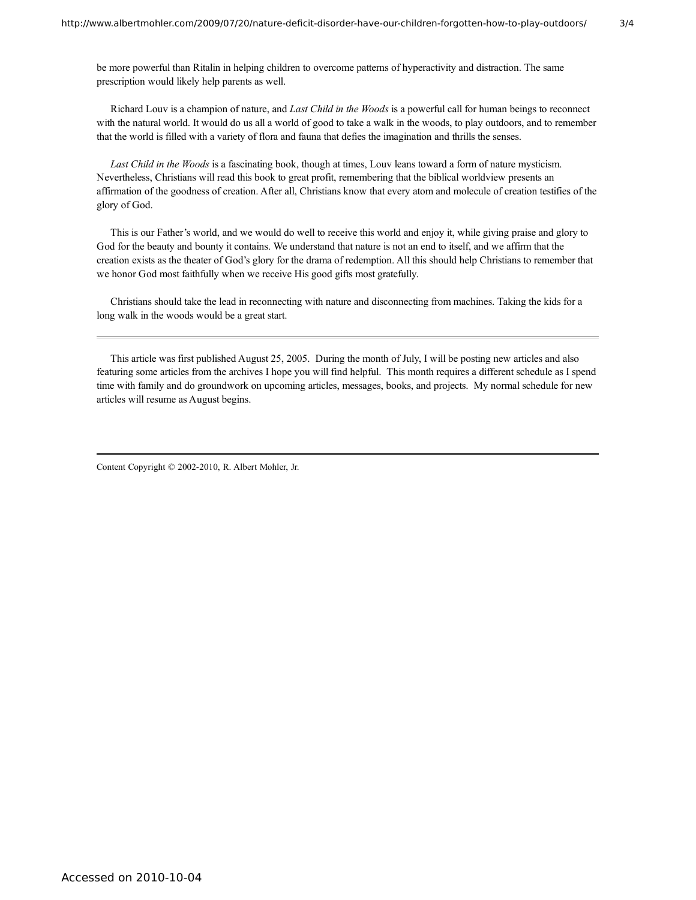be more powerful than Ritalin in helping children to overcome patterns of hyperactivity and distraction. The same prescription would likely help parents as well.

Richard Louv is a champion of nature, and *Last Child in the Woods* is a powerful call for human beings to reconnect with the natural world. It would do us all a world of good to take a walk in the woods, to play outdoors, and to remember that the world is filled with a variety of flora and fauna that defies the imagination and thrills the senses.

*Last Child in the Woods* is a fascinating book, though at times, Louv leans toward a form of nature mysticism. Nevertheless, Christians will read this book to great profit, remembering that the biblical worldview presents an affirmation of the goodness of creation. After all, Christians know that every atom and molecule of creation testifies of the glory of God.

This is our Father's world, and we would do well to receive this world and enjoy it, while giving praise and glory to God for the beauty and bounty it contains. We understand that nature is not an end to itself, and we affirm that the creation exists as the theater of God's glory for the drama of redemption. All this should help Christians to remember that we honor God most faithfully when we receive His good gifts most gratefully.

Christians should take the lead in reconnecting with nature and disconnecting from machines. Taking the kids for a long walk in the woods would be a great start.

---

This article was first published August 25, 2005. During the month of July, I will be posting new articles and also featuring some articles from the archives I hope you will find helpful. This month requires a different schedule as I spend time with family and do groundwork on upcoming articles, messages, books, and projects. My normal schedule for new articles will resume as August begins.

---

Content Copyright © 2002-2010, R. Albert Mohler, Jr.